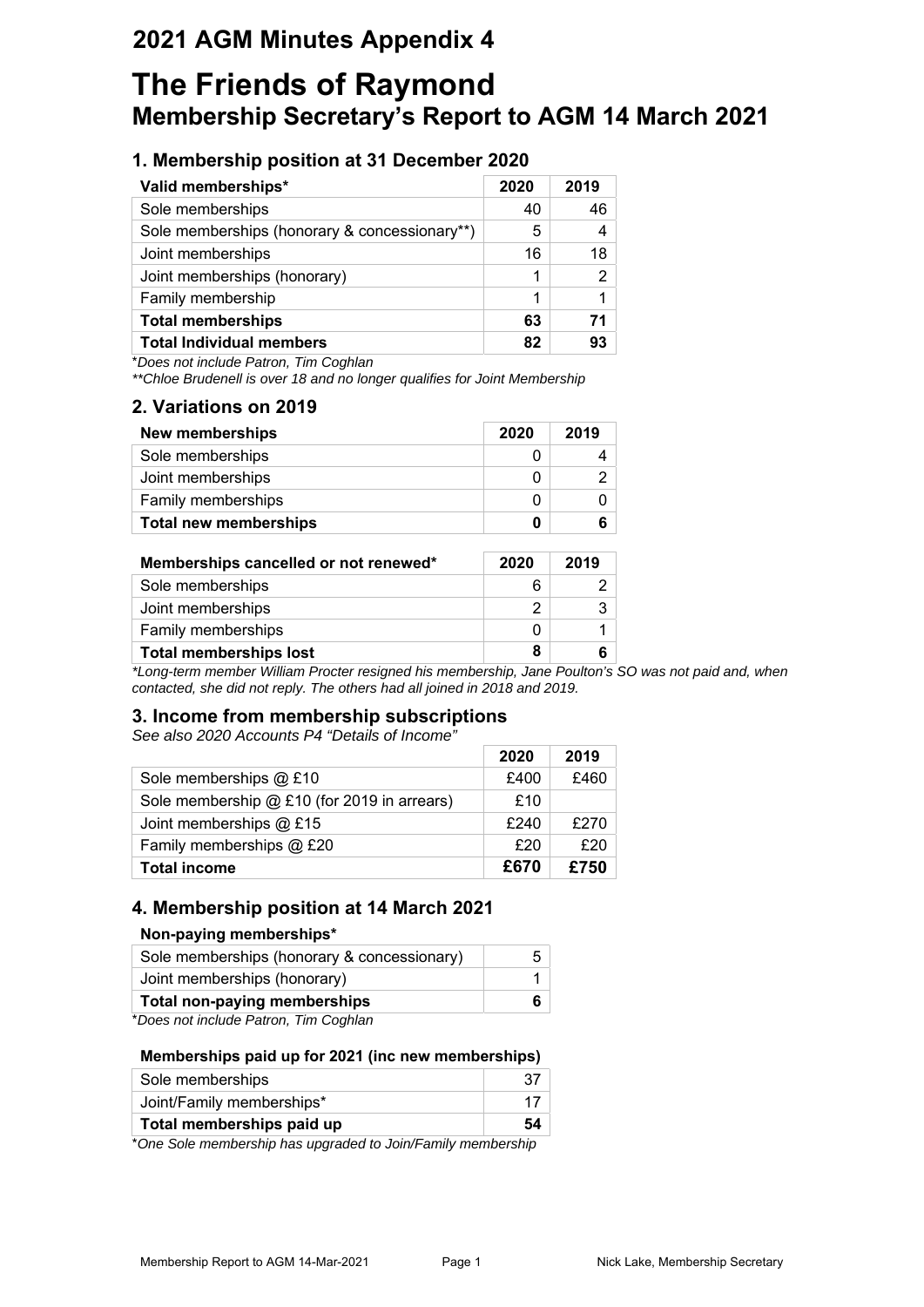## 2021 AGM Minutes Appendix 4

# The Friends of Raymond

## Membership Secretary's Report to AGM 14 March 2021

### 1. Membership position at 31 December 2020

| Valid memberships* | 2020 | 2019 |
|---|---|---|
| Sole memberships | 40 | 46 |
| Sole memberships (honorary & concessionary**) | 5 | 4 |
| Joint memberships | 16 | 18 |
| Joint memberships (honorary) | 1 | 2 |
| Family membership | 1 | 1 |
| **Total memberships** | **63** | **71** |
| **Total Individual members** | **82** | **93** |

**Does not include Patron, Tim Coghlan*

***Chloe Brudenell is over 18 and no longer qualifies for Joint Membership*

### 2. Variations on 2019

| New memberships | 2020 | 2019 |
|---|---|---|
| Sole memberships | 0 | 4 |
| Joint memberships | 0 | 2 |
| Family memberships | 0 | 0 |
| **Total new memberships** | **0** | **6** |

| Memberships cancelled or not renewed* | 2020 | 2019 |
|---|---|---|
| Sole memberships | 6 | 2 |
| Joint memberships | 2 | 3 |
| Family memberships | 0 | 1 |
| **Total memberships lost** | **8** | **6** |

**Long-term member William Procter resigned his membership, Jane Poulton's SO was not paid and, when contacted, she did not reply. The others had all joined in 2018 and 2019.*

### 3. Income from membership subscriptions

*See also 2020 Accounts P4 "Details of Income"*

| | 2020 | 2019 |
|---|---|---|
| Sole memberships @ £10 | £400 | £460 |
| Sole membership @ £10 (for 2019 in arrears) | £10 | |
| Joint memberships @ £15 | £240 | £270 |
| Family memberships @ £20 | £20 | £20 |
| **Total income** | **£670** | **£750** |

### 4. Membership position at 14 March 2021

**Non-paying memberships***

| | |
|---|---|
| Sole memberships (honorary & concessionary) | 5 |
| Joint memberships (honorary) | 1 |
| **Total non-paying memberships** | **6** |

**Does not include Patron, Tim Coghlan*

**Memberships paid up for 2021 (inc new memberships)**

| | |
|---|---|
| Sole memberships | 37 |
| Joint/Family memberships* | 17 |
| **Total memberships paid up** | **54** |

**One Sole membership has upgraded to Join/Family membership*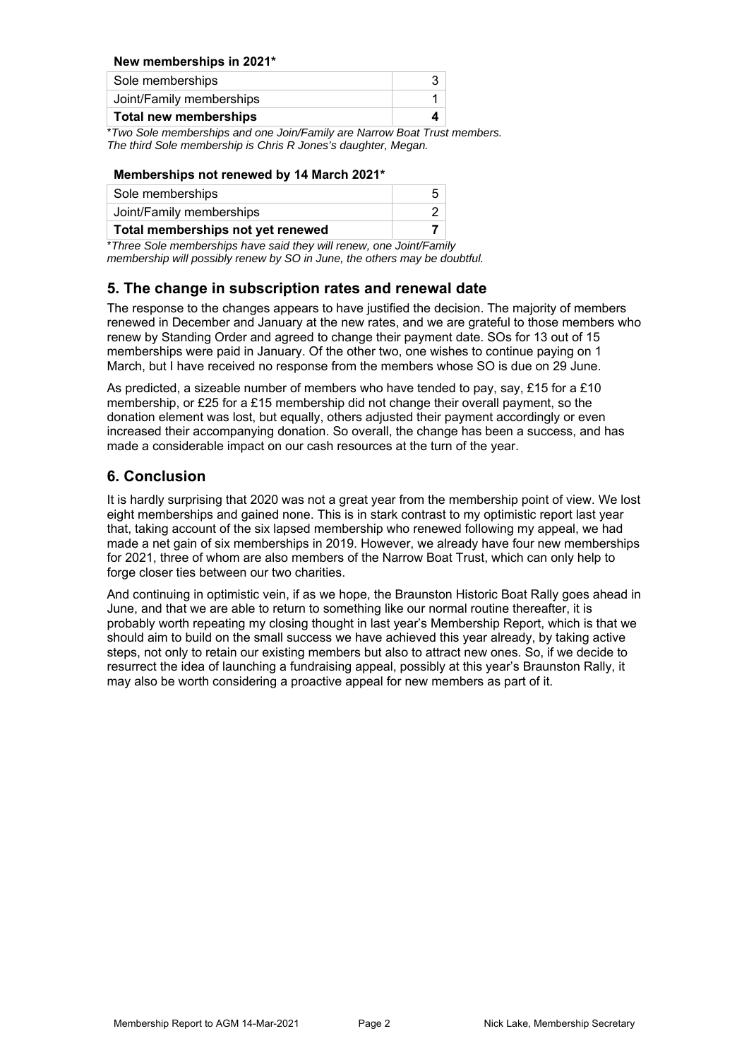**New memberships in 2021***

| | |
|---|---|
| Sole memberships | 3 |
| Joint/Family memberships | 1 |
| **Total new memberships** | **4** |

**Two Sole memberships and one Join/Family are Narrow Boat Trust members. The third Sole membership is Chris R Jones's daughter, Megan.*

**Memberships not renewed by 14 March 2021***

| | |
|---|---|
| Sole memberships | 5 |
| Joint/Family memberships | 2 |
| **Total memberships not yet renewed** | **7** |

**Three Sole memberships have said they will renew, one Joint/Family membership will possibly renew by SO in June, the others may be doubtful.*

## 5. The change in subscription rates and renewal date

The response to the changes appears to have justified the decision. The majority of members renewed in December and January at the new rates, and we are grateful to those members who renew by Standing Order and agreed to change their payment date. SOs for 13 out of 15 memberships were paid in January. Of the other two, one wishes to continue paying on 1 March, but I have received no response from the members whose SO is due on 29 June.

As predicted, a sizeable number of members who have tended to pay, say, £15 for a £10 membership, or £25 for a £15 membership did not change their overall payment, so the donation element was lost, but equally, others adjusted their payment accordingly or even increased their accompanying donation. So overall, the change has been a success, and has made a considerable impact on our cash resources at the turn of the year.

## 6. Conclusion

It is hardly surprising that 2020 was not a great year from the membership point of view. We lost eight memberships and gained none. This is in stark contrast to my optimistic report last year that, taking account of the six lapsed membership who renewed following my appeal, we had made a net gain of six memberships in 2019. However, we already have four new memberships for 2021, three of whom are also members of the Narrow Boat Trust, which can only help to forge closer ties between our two charities.

And continuing in optimistic vein, if as we hope, the Braunston Historic Boat Rally goes ahead in June, and that we are able to return to something like our normal routine thereafter, it is probably worth repeating my closing thought in last year's Membership Report, which is that we should aim to build on the small success we have achieved this year already, by taking active steps, not only to retain our existing members but also to attract new ones. So, if we decide to resurrect the idea of launching a fundraising appeal, possibly at this year's Braunston Rally, it may also be worth considering a proactive appeal for new members as part of it.